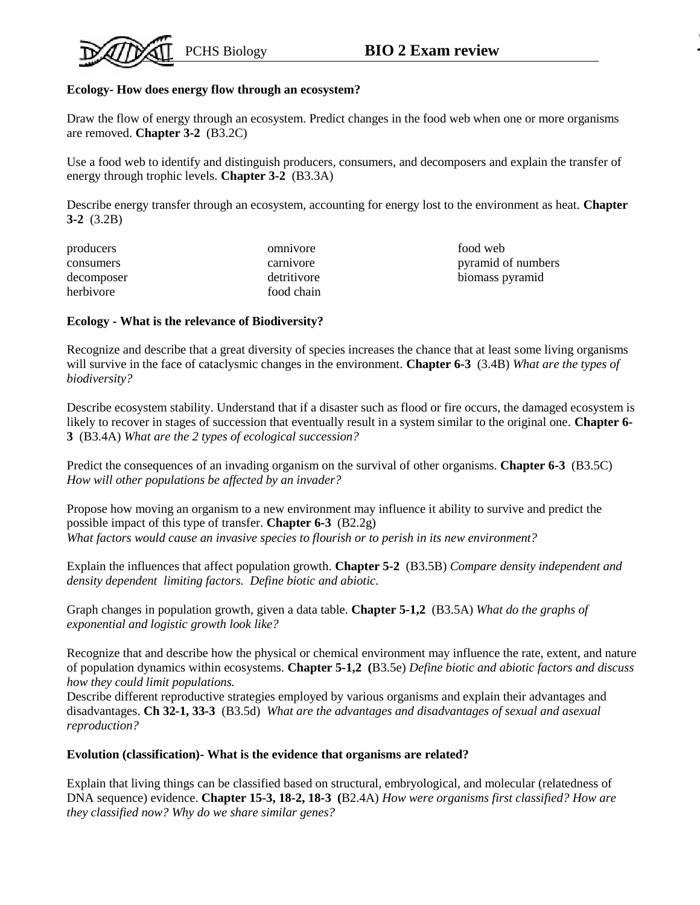PCHS Biology **BIO 2 Exam review**

**Ecology- How does energy flow through an ecosystem?**

Draw the flow of energy through an ecosystem. Predict changes in the food web when one or more organisms are removed. **Chapter 3-2** (B3.2C)

Use a food web to identify and distinguish producers, consumers, and decomposers and explain the transfer of energy through trophic levels. **Chapter 3-2** (B3.3A)

Describe energy transfer through an ecosystem, accounting for energy lost to the environment as heat. **Chapter 3-2** (3.2B)

| | | |
|---|---|---|
| producers | omnivore | food web |
| consumers | carnivore | pyramid of numbers |
| decomposer | detritivore | biomass pyramid |
| herbivore | food chain | |

**Ecology - What is the relevance of Biodiversity?**

Recognize and describe that a great diversity of species increases the chance that at least some living organisms will survive in the face of cataclysmic changes in the environment. **Chapter 6-3** (3.4B) *What are the types of biodiversity?*

Describe ecosystem stability. Understand that if a disaster such as flood or fire occurs, the damaged ecosystem is likely to recover in stages of succession that eventually result in a system similar to the original one. **Chapter 6-3** (B3.4A) *What are the 2 types of ecological succession?*

Predict the consequences of an invading organism on the survival of other organisms. **Chapter 6-3** (B3.5C) *How will other populations be affected by an invader?*

Propose how moving an organism to a new environment may influence it ability to survive and predict the possible impact of this type of transfer. **Chapter 6-3** (B2.2g)
*What factors would cause an invasive species to flourish or to perish in its new environment?*

Explain the influences that affect population growth. **Chapter 5-2** (B3.5B) *Compare density independent and density dependent limiting factors. Define biotic and abiotic.*

Graph changes in population growth, given a data table. **Chapter 5-1,2** (B3.5A) *What do the graphs of exponential and logistic growth look like?*

Recognize that and describe how the physical or chemical environment may influence the rate, extent, and nature of population dynamics within ecosystems. **Chapter 5-1,2 (**B3.5e) *Define biotic and abiotic factors and discuss how they could limit populations.*
Describe different reproductive strategies employed by various organisms and explain their advantages and disadvantages. **Ch 32-1, 33-3** (B3.5d) *What are the advantages and disadvantages of sexual and asexual reproduction?*

**Evolution (classification)- What is the evidence that organisms are related?**

Explain that living things can be classified based on structural, embryological, and molecular (relatedness of DNA sequence) evidence. **Chapter 15-3, 18-2, 18-3 (**B2.4A) *How were organisms first classified? How are they classified now? Why do we share similar genes?*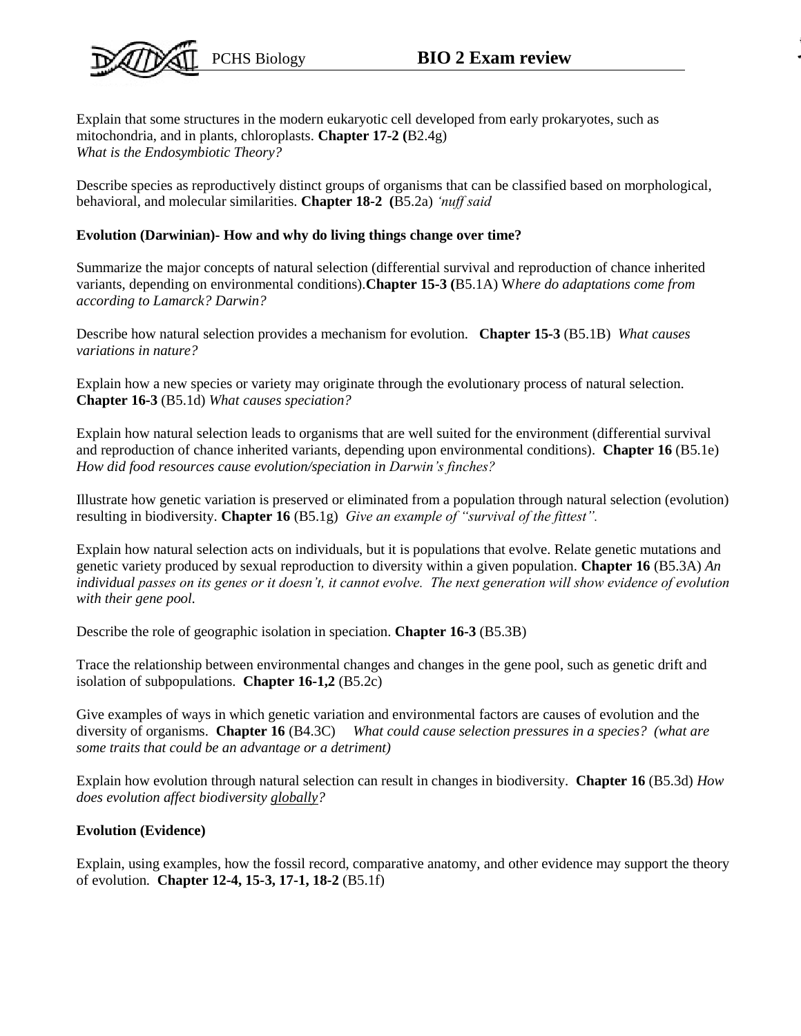Explain that some structures in the modern eukaryotic cell developed from early prokaryotes, such as mitochondria, and in plants, chloroplasts. **Chapter 17-2 (**B2.4g)
*What is the Endosymbiotic Theory?*

Describe species as reproductively distinct groups of organisms that can be classified based on morphological, behavioral, and molecular similarities. **Chapter 18-2 (**B5.2a) *'nuff said*

**Evolution (Darwinian)- How and why do living things change over time?**

Summarize the major concepts of natural selection (differential survival and reproduction of chance inherited variants, depending on environmental conditions).**Chapter 15-3 (**B5.1A) W*here do adaptations come from according to Lamarck? Darwin?*

Describe how natural selection provides a mechanism for evolution. **Chapter 15-3** (B5.1B) *What causes variations in nature?*

Explain how a new species or variety may originate through the evolutionary process of natural selection. **Chapter 16-3** (B5.1d) *What causes speciation?*

Explain how natural selection leads to organisms that are well suited for the environment (differential survival and reproduction of chance inherited variants, depending upon environmental conditions). **Chapter 16** (B5.1e) *How did food resources cause evolution/speciation in Darwin's finches?*

Illustrate how genetic variation is preserved or eliminated from a population through natural selection (evolution) resulting in biodiversity. **Chapter 16** (B5.1g) *Give an example of "survival of the fittest".*

Explain how natural selection acts on individuals, but it is populations that evolve. Relate genetic mutations and genetic variety produced by sexual reproduction to diversity within a given population. **Chapter 16** (B5.3A) *An individual passes on its genes or it doesn't, it cannot evolve. The next generation will show evidence of evolution with their gene pool.*

Describe the role of geographic isolation in speciation. **Chapter 16-3** (B5.3B)

Trace the relationship between environmental changes and changes in the gene pool, such as genetic drift and isolation of subpopulations. **Chapter 16-1,2** (B5.2c)

Give examples of ways in which genetic variation and environmental factors are causes of evolution and the diversity of organisms. **Chapter 16** (B4.3C) *What could cause selection pressures in a species? (what are some traits that could be an advantage or a detriment)*

Explain how evolution through natural selection can result in changes in biodiversity. **Chapter 16** (B5.3d) *How does evolution affect biodiversity globally?*

**Evolution (Evidence)**

Explain, using examples, how the fossil record, comparative anatomy, and other evidence may support the theory of evolution*.* **Chapter 12-4, 15-3, 17-1, 18-2** (B5.1f)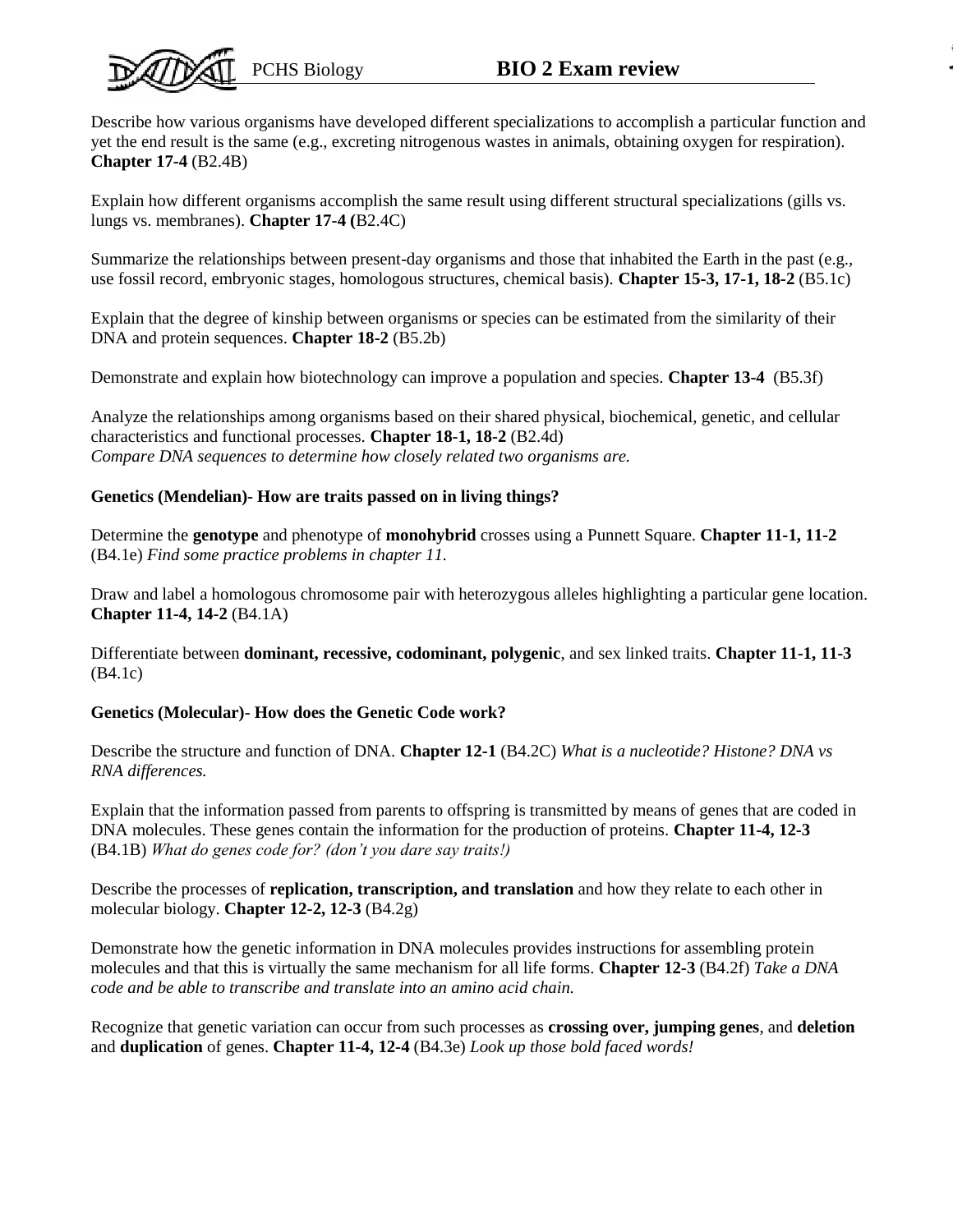Describe how various organisms have developed different specializations to accomplish a particular function and yet the end result is the same (e.g., excreting nitrogenous wastes in animals, obtaining oxygen for respiration). **Chapter 17-4** (B2.4B)

Explain how different organisms accomplish the same result using different structural specializations (gills vs. lungs vs. membranes). **Chapter 17-4 (**B2.4C)

Summarize the relationships between present-day organisms and those that inhabited the Earth in the past (e.g., use fossil record, embryonic stages, homologous structures, chemical basis). **Chapter 15-3, 17-1, 18-2** (B5.1c)

Explain that the degree of kinship between organisms or species can be estimated from the similarity of their DNA and protein sequences. **Chapter 18-2** (B5.2b)

Demonstrate and explain how biotechnology can improve a population and species. **Chapter 13-4** (B5.3f)

Analyze the relationships among organisms based on their shared physical, biochemical, genetic, and cellular characteristics and functional processes. **Chapter 18-1, 18-2** (B2.4d)
*Compare DNA sequences to determine how closely related two organisms are.*

**Genetics (Mendelian)- How are traits passed on in living things?**

Determine the **genotype** and phenotype of **monohybrid** crosses using a Punnett Square. **Chapter 11-1, 11-2** (B4.1e) *Find some practice problems in chapter 11.*

Draw and label a homologous chromosome pair with heterozygous alleles highlighting a particular gene location. **Chapter 11-4, 14-2** (B4.1A)

Differentiate between **dominant, recessive, codominant, polygenic**, and sex linked traits. **Chapter 11-1, 11-3** (B4.1c)

**Genetics (Molecular)- How does the Genetic Code work?**

Describe the structure and function of DNA. **Chapter 12-1** (B4.2C) *What is a nucleotide? Histone? DNA vs RNA differences.*

Explain that the information passed from parents to offspring is transmitted by means of genes that are coded in DNA molecules. These genes contain the information for the production of proteins. **Chapter 11-4, 12-3** (B4.1B) *What do genes code for? (don't you dare say traits!)*

Describe the processes of **replication, transcription, and translation** and how they relate to each other in molecular biology. **Chapter 12-2, 12-3** (B4.2g)

Demonstrate how the genetic information in DNA molecules provides instructions for assembling protein molecules and that this is virtually the same mechanism for all life forms. **Chapter 12-3** (B4.2f) *Take a DNA code and be able to transcribe and translate into an amino acid chain.*

Recognize that genetic variation can occur from such processes as **crossing over, jumping genes**, and **deletion** and **duplication** of genes. **Chapter 11-4, 12-4** (B4.3e) *Look up those bold faced words!*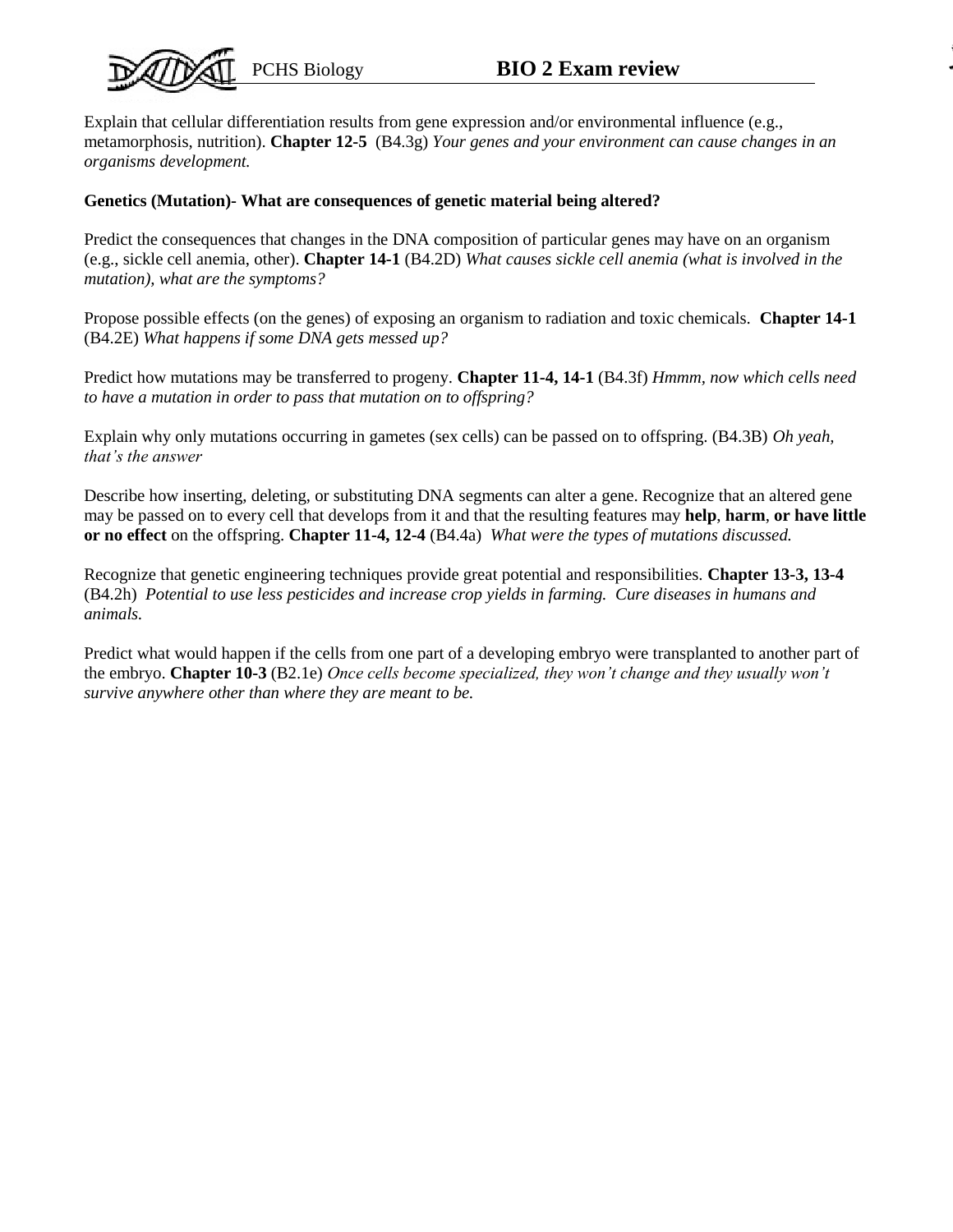Explain that cellular differentiation results from gene expression and/or environmental influence (e.g., metamorphosis, nutrition). **Chapter 12-5** (B4.3g) *Your genes and your environment can cause changes in an organisms development.*

**Genetics (Mutation)- What are consequences of genetic material being altered?**

Predict the consequences that changes in the DNA composition of particular genes may have on an organism (e.g., sickle cell anemia, other). **Chapter 14-1** (B4.2D) *What causes sickle cell anemia (what is involved in the mutation), what are the symptoms?*

Propose possible effects (on the genes) of exposing an organism to radiation and toxic chemicals. **Chapter 14-1** (B4.2E) *What happens if some DNA gets messed up?*

Predict how mutations may be transferred to progeny. **Chapter 11-4, 14-1** (B4.3f) *Hmmm, now which cells need to have a mutation in order to pass that mutation on to offspring?*

Explain why only mutations occurring in gametes (sex cells) can be passed on to offspring. (B4.3B) *Oh yeah, that's the answer*

Describe how inserting, deleting, or substituting DNA segments can alter a gene. Recognize that an altered gene may be passed on to every cell that develops from it and that the resulting features may **help**, **harm**, **or have little or no effect** on the offspring. **Chapter 11-4, 12-4** (B4.4a) *What were the types of mutations discussed.*

Recognize that genetic engineering techniques provide great potential and responsibilities. **Chapter 13-3, 13-4** (B4.2h) *Potential to use less pesticides and increase crop yields in farming. Cure diseases in humans and animals.*

Predict what would happen if the cells from one part of a developing embryo were transplanted to another part of the embryo. **Chapter 10-3** (B2.1e) *Once cells become specialized, they won't change and they usually won't survive anywhere other than where they are meant to be.*